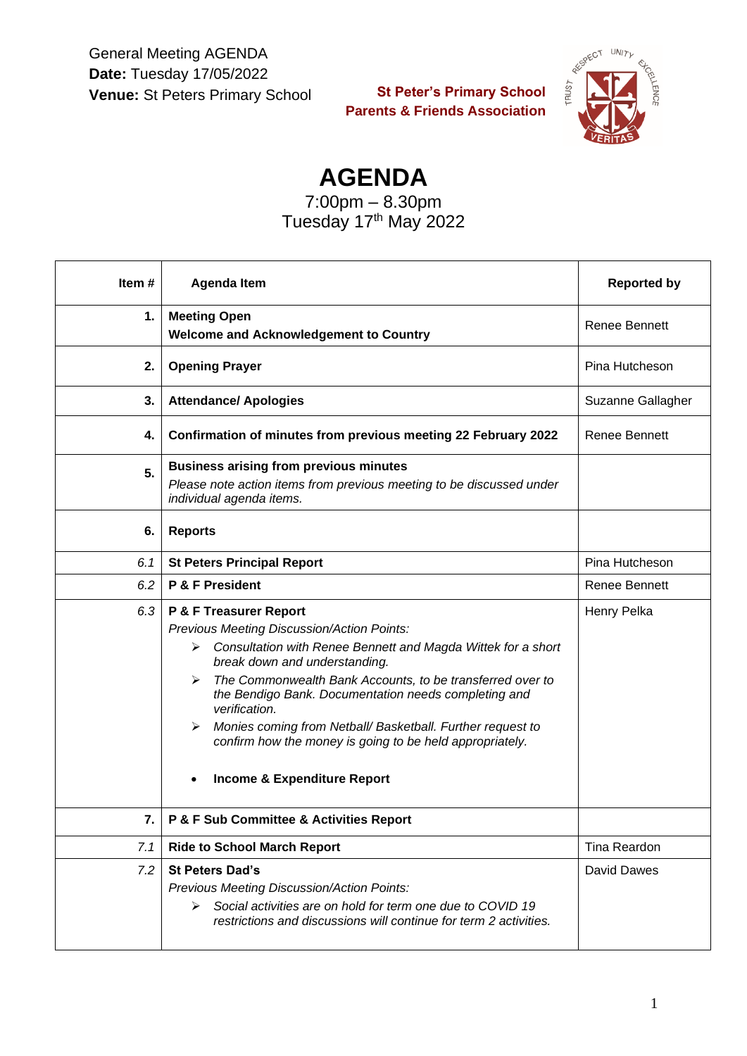General Meeting AGENDA
**Date:** Tuesday 17/05/2022
**Venue:** St Peters Primary School

**St Peter's Primary School**
**Parents & Friends Association**

# AGENDA

7:00pm – 8.30pm
Tuesday 17th May 2022

| Item # | Agenda Item | Reported by |
|---|---|---|
| **1.** | **Meeting Open**<br>**Welcome and Acknowledgement to Country** | Renee Bennett |
| **2.** | **Opening Prayer** | Pina Hutcheson |
| **3.** | **Attendance/ Apologies** | Suzanne Gallagher |
| **4.** | **Confirmation of minutes from previous meeting 22 February 2022** | Renee Bennett |
| **5.** | **Business arising from previous minutes**<br>*Please note action items from previous meeting to be discussed under individual agenda items.* | |
| **6.** | **Reports** | |
| *6.1* | **St Peters Principal Report** | Pina Hutcheson |
| *6.2* | **P & F President** | Renee Bennett |
| *6.3* | **P & F Treasurer Report**<br>*Previous Meeting Discussion/Action Points:*<br>➢ *Consultation with Renee Bennett and Magda Wittek for a short break down and understanding.*<br>➢ *The Commonwealth Bank Accounts, to be transferred over to the Bendigo Bank. Documentation needs completing and verification.*<br>➢ *Monies coming from Netball/ Basketball. Further request to confirm how the money is going to be held appropriately.*<br>• **Income & Expenditure Report** | Henry Pelka |
| **7.** | **P & F Sub Committee & Activities Report** | |
| *7.1* | **Ride to School March Report** | Tina Reardon |
| *7.2* | **St Peters Dad's**<br>*Previous Meeting Discussion/Action Points:*<br>➢ *Social activities are on hold for term one due to COVID 19 restrictions and discussions will continue for term 2 activities.* | David Dawes |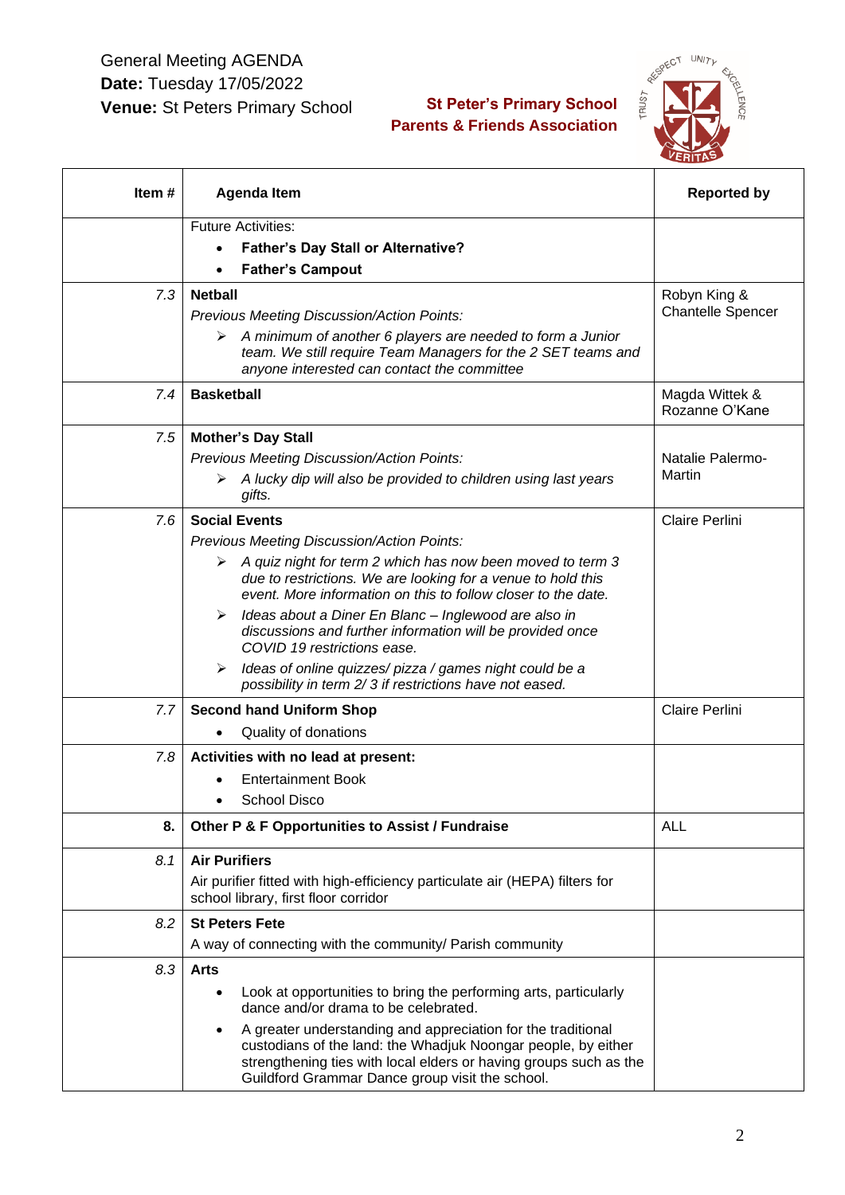General Meeting AGENDA
**Date:** Tuesday 17/05/2022
**Venue:** St Peters Primary School

**St Peter's Primary School**
**Parents & Friends Association**

| Item # | Agenda Item | Reported by |
|---|---|---|
| | Future Activities:<br>• **Father's Day Stall or Alternative?**<br>• **Father's Campout** | |
| *7.3* | **Netball**<br>*Previous Meeting Discussion/Action Points:*<br>➢ *A minimum of another 6 players are needed to form a Junior team. We still require Team Managers for the 2 SET teams and anyone interested can contact the committee* | Robyn King & Chantelle Spencer |
| *7.4* | **Basketball** | Magda Wittek & Rozanne O'Kane |
| *7.5* | **Mother's Day Stall**<br>*Previous Meeting Discussion/Action Points:*<br>➢ *A lucky dip will also be provided to children using last years gifts.* | Natalie Palermo-Martin |
| *7.6* | **Social Events**<br>*Previous Meeting Discussion/Action Points:*<br>➢ *A quiz night for term 2 which has now been moved to term 3 due to restrictions. We are looking for a venue to hold this event. More information on this to follow closer to the date.*<br>➢ *Ideas about a Diner En Blanc – Inglewood are also in discussions and further information will be provided once COVID 19 restrictions ease.*<br>➢ *Ideas of online quizzes/ pizza / games night could be a possibility in term 2/ 3 if restrictions have not eased.* | Claire Perlini |
| *7.7* | **Second hand Uniform Shop**<br>• Quality of donations | Claire Perlini |
| *7.8* | **Activities with no lead at present:**<br>• Entertainment Book<br>• School Disco | |
| **8.** | **Other P & F Opportunities to Assist / Fundraise** | ALL |
| *8.1* | **Air Purifiers**<br>Air purifier fitted with high-efficiency particulate air (HEPA) filters for school library, first floor corridor | |
| *8.2* | **St Peters Fete**<br>A way of connecting with the community/ Parish community | |
| *8.3* | **Arts**<br>• Look at opportunities to bring the performing arts, particularly dance and/or drama to be celebrated.<br>• A greater understanding and appreciation for the traditional custodians of the land: the Whadjuk Noongar people, by either strengthening ties with local elders or having groups such as the Guildford Grammar Dance group visit the school. | |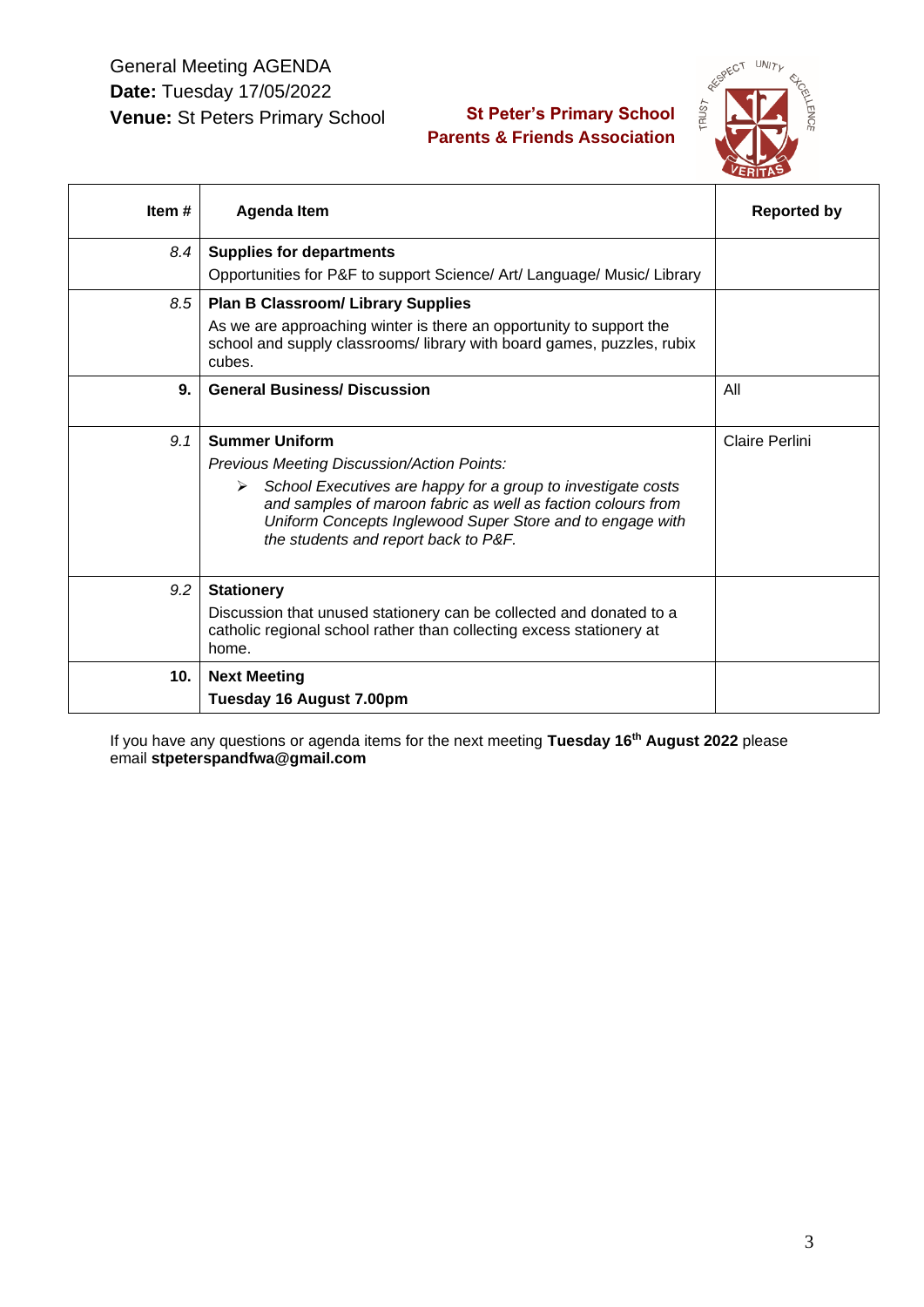General Meeting AGENDA
**Date:** Tuesday 17/05/2022
**Venue:** St Peters Primary School

**St Peter's Primary School**
**Parents & Friends Association**

| Item # | Agenda Item | Reported by |
|---|---|---|
| *8.4* | **Supplies for departments**<br>Opportunities for P&F to support Science/ Art/ Language/ Music/ Library | |
| *8.5* | **Plan B Classroom/ Library Supplies**<br>As we are approaching winter is there an opportunity to support the school and supply classrooms/ library with board games, puzzles, rubix cubes. | |
| **9.** | **General Business/ Discussion** | All |
| *9.1* | **Summer Uniform**<br>*Previous Meeting Discussion/Action Points:*<br>➢ *School Executives are happy for a group to investigate costs and samples of maroon fabric as well as faction colours from Uniform Concepts Inglewood Super Store and to engage with the students and report back to P&F.* | Claire Perlini |
| *9.2* | **Stationery**<br>Discussion that unused stationery can be collected and donated to a catholic regional school rather than collecting excess stationery at home. | |
| **10.** | **Next Meeting**<br>**Tuesday 16 August 7.00pm** | |

If you have any questions or agenda items for the next meeting **Tuesday 16th August 2022** please email **stpeterspandfwa@gmail.com**